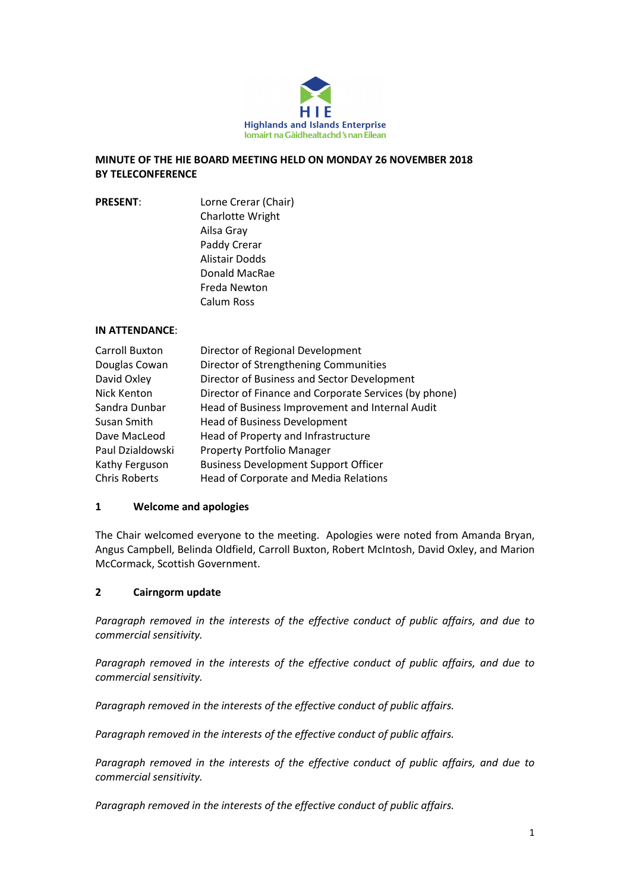Highlands and Islands Enterprise
Iomairt na Gàidhealtachd 's nan Eilean

**MINUTE OF THE HIE BOARD MEETING HELD ON MONDAY 26 NOVEMBER 2018 BY TELECONFERENCE**

**PRESENT**:

Lorne Crerar (Chair)
Charlotte Wright
Ailsa Gray
Paddy Crerar
Alistair Dodds
Donald MacRae
Freda Newton
Calum Ross

**IN ATTENDANCE**:

| | |
|---|---|
| Carroll Buxton | Director of Regional Development |
| Douglas Cowan | Director of Strengthening Communities |
| David Oxley | Director of Business and Sector Development |
| Nick Kenton | Director of Finance and Corporate Services (by phone) |
| Sandra Dunbar | Head of Business Improvement and Internal Audit |
| Susan Smith | Head of Business Development |
| Dave MacLeod | Head of Property and Infrastructure |
| Paul Dzialdowski | Property Portfolio Manager |
| Kathy Ferguson | Business Development Support Officer |
| Chris Roberts | Head of Corporate and Media Relations |

## 1 Welcome and apologies

The Chair welcomed everyone to the meeting. Apologies were noted from Amanda Bryan, Angus Campbell, Belinda Oldfield, Carroll Buxton, Robert McIntosh, David Oxley, and Marion McCormack, Scottish Government.

## 2 Cairngorm update

*Paragraph removed in the interests of the effective conduct of public affairs, and due to commercial sensitivity.*

*Paragraph removed in the interests of the effective conduct of public affairs, and due to commercial sensitivity.*

*Paragraph removed in the interests of the effective conduct of public affairs.*

*Paragraph removed in the interests of the effective conduct of public affairs.*

*Paragraph removed in the interests of the effective conduct of public affairs, and due to commercial sensitivity.*

*Paragraph removed in the interests of the effective conduct of public affairs.*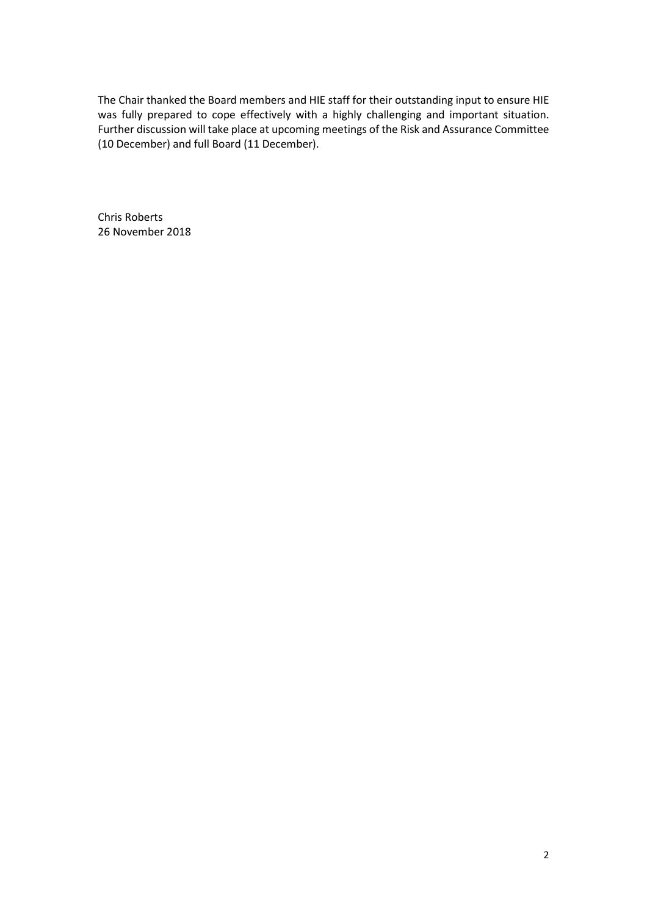The Chair thanked the Board members and HIE staff for their outstanding input to ensure HIE was fully prepared to cope effectively with a highly challenging and important situation. Further discussion will take place at upcoming meetings of the Risk and Assurance Committee (10 December) and full Board (11 December).

Chris Roberts
26 November 2018